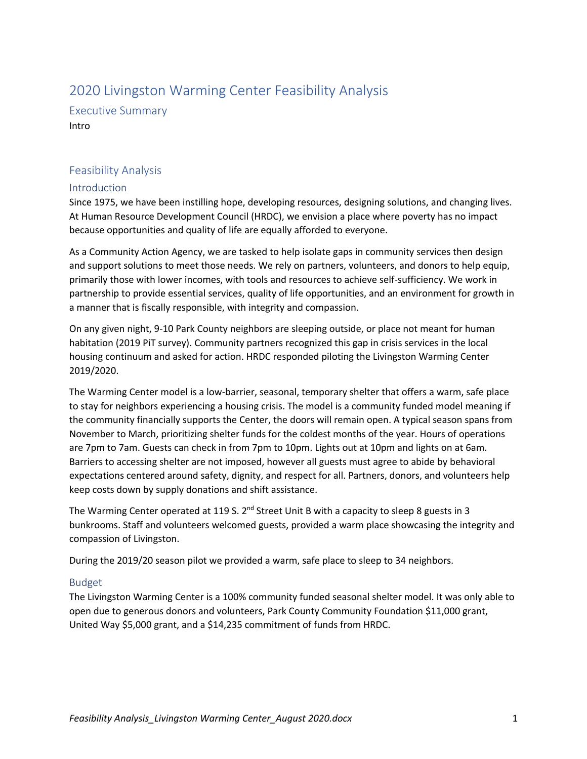# 2020 Livingston Warming Center Feasibility Analysis

## Executive Summary

Intro

## Feasibility Analysis

### Introduction

Since 1975, we have been instilling hope, developing resources, designing solutions, and changing lives. At Human Resource Development Council (HRDC), we envision a place where poverty has no impact because opportunities and quality of life are equally afforded to everyone.

As a Community Action Agency, we are tasked to help isolate gaps in community services then design and support solutions to meet those needs. We rely on partners, volunteers, and donors to help equip, primarily those with lower incomes, with tools and resources to achieve self-sufficiency. We work in partnership to provide essential services, quality of life opportunities, and an environment for growth in a manner that is fiscally responsible, with integrity and compassion.

On any given night, 9-10 Park County neighbors are sleeping outside, or place not meant for human habitation (2019 PiT survey). Community partners recognized this gap in crisis services in the local housing continuum and asked for action. HRDC responded piloting the Livingston Warming Center 2019/2020.

The Warming Center model is a low-barrier, seasonal, temporary shelter that offers a warm, safe place to stay for neighbors experiencing a housing crisis. The model is a community funded model meaning if the community financially supports the Center, the doors will remain open. A typical season spans from November to March, prioritizing shelter funds for the coldest months of the year. Hours of operations are 7pm to 7am. Guests can check in from 7pm to 10pm. Lights out at 10pm and lights on at 6am. Barriers to accessing shelter are not imposed, however all guests must agree to abide by behavioral expectations centered around safety, dignity, and respect for all. Partners, donors, and volunteers help keep costs down by supply donations and shift assistance.

The Warming Center operated at 119 S. 2nd Street Unit B with a capacity to sleep 8 guests in 3 bunkrooms. Staff and volunteers welcomed guests, provided a warm place showcasing the integrity and compassion of Livingston.

During the 2019/20 season pilot we provided a warm, safe place to sleep to 34 neighbors.

### Budget

The Livingston Warming Center is a 100% community funded seasonal shelter model. It was only able to open due to generous donors and volunteers, Park County Community Foundation $11,000 grant, United Way $5,000 grant, and a $14,235 commitment of funds from HRDC.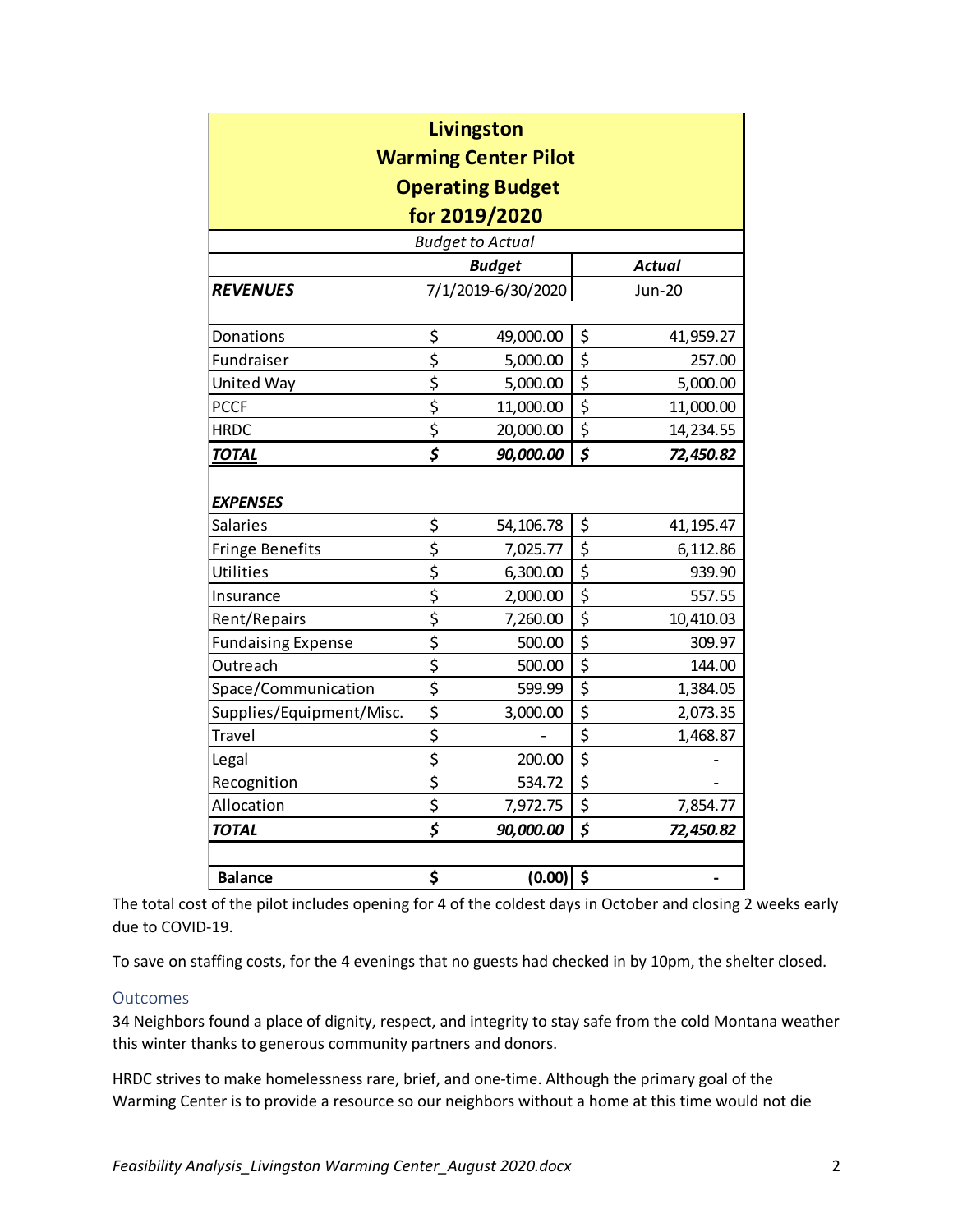| Livingston Warming Center Pilot Operating Budget for 2019/2020 | | |
|---|---|---|
| | *Budget to Actual* | |
| | ***Budget*** | ***Actual*** |
| ***REVENUES*** | 7/1/2019-6/30/2020 | Jun-20 |
| | | |
| Donations | $ 49,000.00 | $ 41,959.27 |
| Fundraiser | $ 5,000.00 | $ 257.00 |
| United Way | $ 5,000.00 | $ 5,000.00 |
| PCCF | $ 11,000.00 | $ 11,000.00 |
| HRDC | $ 20,000.00 | $ 14,234.55 |
| ***TOTAL*** | ***$ 90,000.00*** | ***$ 72,450.82*** |
| | | |
| ***EXPENSES*** | | |
| Salaries | $ 54,106.78 | $ 41,195.47 |
| Fringe Benefits | $ 7,025.77 | $ 6,112.86 |
| Utilities | $ 6,300.00 | $ 939.90 |
| Insurance | $ 2,000.00 | $ 557.55 |
| Rent/Repairs | $ 7,260.00 | $ 10,410.03 |
| Fundaising Expense | $ 500.00 | $ 309.97 |
| Outreach | $ 500.00 | $ 144.00 |
| Space/Communication | $ 599.99 | $ 1,384.05 |
| Supplies/Equipment/Misc. | $ 3,000.00 | $ 2,073.35 |
| Travel | $ - | $ 1,468.87 |
| Legal | $ 200.00 | $ - |
| Recognition | $ 534.72 | $ - |
| Allocation | $ 7,972.75 | $ 7,854.77 |
| ***TOTAL*** | ***$ 90,000.00*** | ***$ 72,450.82*** |
| | | |
| **Balance** | $ (0.00) | $ - |

The total cost of the pilot includes opening for 4 of the coldest days in October and closing 2 weeks early due to COVID-19.

To save on staffing costs, for the 4 evenings that no guests had checked in by 10pm, the shelter closed.

## Outcomes

34 Neighbors found a place of dignity, respect, and integrity to stay safe from the cold Montana weather this winter thanks to generous community partners and donors.

HRDC strives to make homelessness rare, brief, and one-time. Although the primary goal of the Warming Center is to provide a resource so our neighbors without a home at this time would not die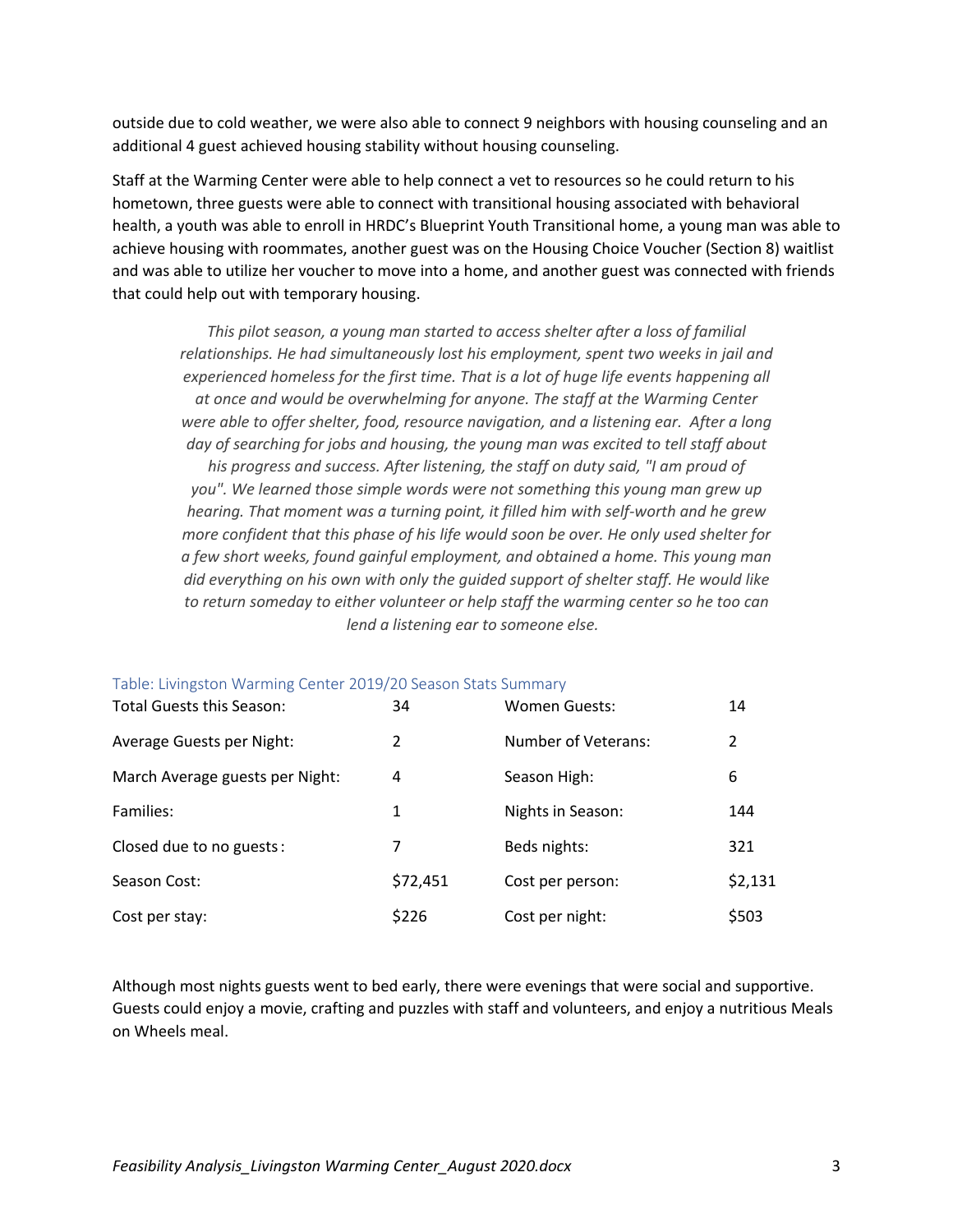outside due to cold weather, we were also able to connect 9 neighbors with housing counseling and an additional 4 guest achieved housing stability without housing counseling.

Staff at the Warming Center were able to help connect a vet to resources so he could return to his hometown, three guests were able to connect with transitional housing associated with behavioral health, a youth was able to enroll in HRDC's Blueprint Youth Transitional home, a young man was able to achieve housing with roommates, another guest was on the Housing Choice Voucher (Section 8) waitlist and was able to utilize her voucher to move into a home, and another guest was connected with friends that could help out with temporary housing.

*This pilot season, a young man started to access shelter after a loss of familial relationships. He had simultaneously lost his employment, spent two weeks in jail and experienced homeless for the first time. That is a lot of huge life events happening all at once and would be overwhelming for anyone. The staff at the Warming Center were able to offer shelter, food, resource navigation, and a listening ear. After a long day of searching for jobs and housing, the young man was excited to tell staff about his progress and success. After listening, the staff on duty said, "I am proud of you". We learned those simple words were not something this young man grew up hearing. That moment was a turning point, it filled him with self-worth and he grew more confident that this phase of his life would soon be over. He only used shelter for a few short weeks, found gainful employment, and obtained a home. This young man did everything on his own with only the guided support of shelter staff. He would like to return someday to either volunteer or help staff the warming center so he too can lend a listening ear to someone else.*

Table: Livingston Warming Center 2019/20 Season Stats Summary

| | | | |
|---|---|---|---|
| Total Guests this Season: | 34 | Women Guests: | 14 |
| Average Guests per Night: | 2 | Number of Veterans: | 2 |
| March Average guests per Night: | 4 | Season High: | 6 |
| Families: | 1 | Nights in Season: | 144 |
| Closed due to no guests: | 7 | Beds nights: | 321 |
| Season Cost: | $72,451 | Cost per person: | $2,131 |
| Cost per stay: | $226 | Cost per night: | $503 |

Although most nights guests went to bed early, there were evenings that were social and supportive. Guests could enjoy a movie, crafting and puzzles with staff and volunteers, and enjoy a nutritious Meals on Wheels meal.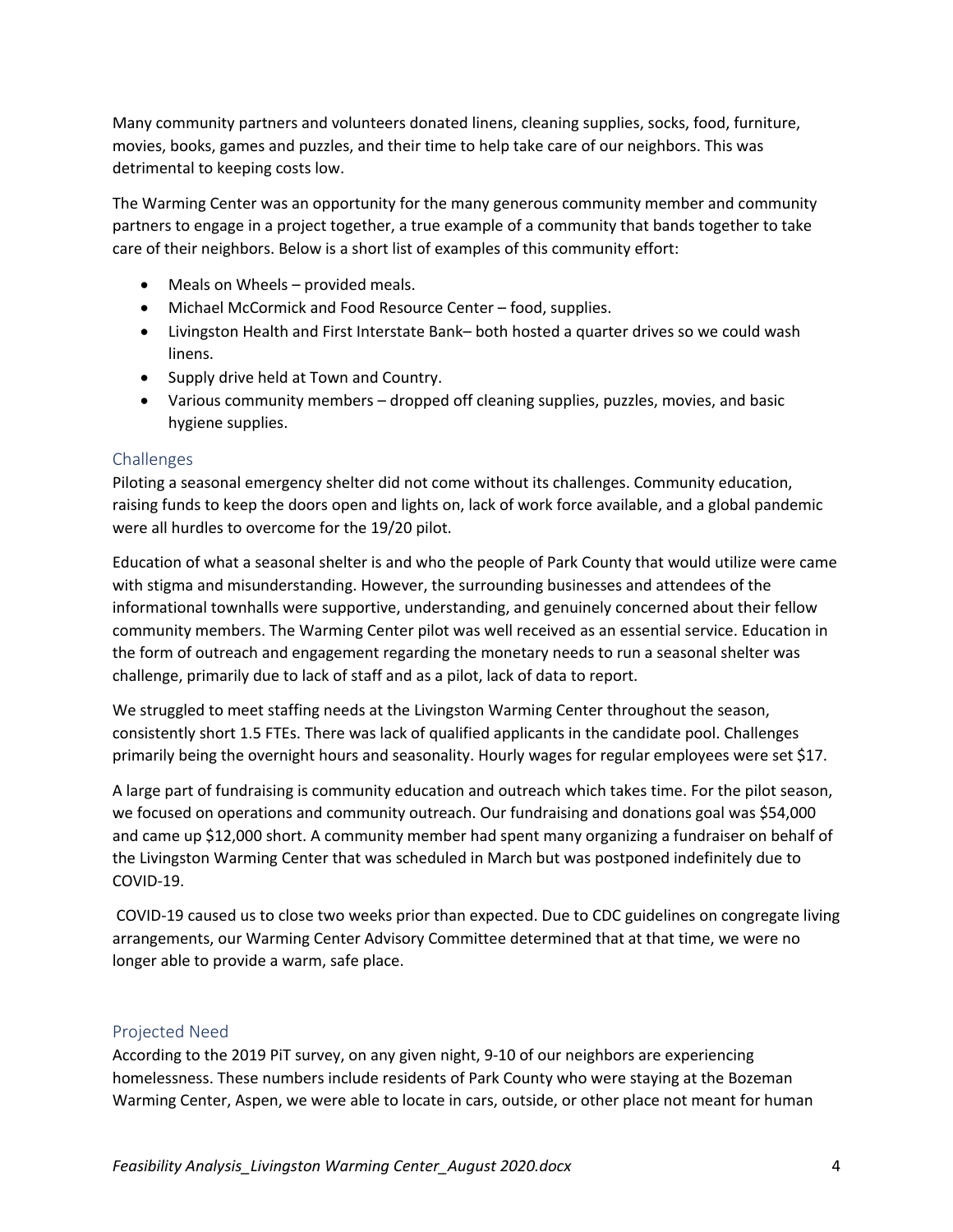Many community partners and volunteers donated linens, cleaning supplies, socks, food, furniture, movies, books, games and puzzles, and their time to help take care of our neighbors. This was detrimental to keeping costs low.

The Warming Center was an opportunity for the many generous community member and community partners to engage in a project together, a true example of a community that bands together to take care of their neighbors. Below is a short list of examples of this community effort:

- Meals on Wheels – provided meals.
- Michael McCormick and Food Resource Center – food, supplies.
- Livingston Health and First Interstate Bank– both hosted a quarter drives so we could wash linens.
- Supply drive held at Town and Country.
- Various community members – dropped off cleaning supplies, puzzles, movies, and basic hygiene supplies.

## Challenges

Piloting a seasonal emergency shelter did not come without its challenges. Community education, raising funds to keep the doors open and lights on, lack of work force available, and a global pandemic were all hurdles to overcome for the 19/20 pilot.

Education of what a seasonal shelter is and who the people of Park County that would utilize were came with stigma and misunderstanding. However, the surrounding businesses and attendees of the informational townhalls were supportive, understanding, and genuinely concerned about their fellow community members. The Warming Center pilot was well received as an essential service. Education in the form of outreach and engagement regarding the monetary needs to run a seasonal shelter was challenge, primarily due to lack of staff and as a pilot, lack of data to report.

We struggled to meet staffing needs at the Livingston Warming Center throughout the season, consistently short 1.5 FTEs. There was lack of qualified applicants in the candidate pool. Challenges primarily being the overnight hours and seasonality. Hourly wages for regular employees were set $17.

A large part of fundraising is community education and outreach which takes time. For the pilot season, we focused on operations and community outreach. Our fundraising and donations goal was $54,000 and came up $12,000 short. A community member had spent many organizing a fundraiser on behalf of the Livingston Warming Center that was scheduled in March but was postponed indefinitely due to COVID-19.

COVID-19 caused us to close two weeks prior than expected. Due to CDC guidelines on congregate living arrangements, our Warming Center Advisory Committee determined that at that time, we were no longer able to provide a warm, safe place.

## Projected Need

According to the 2019 PiT survey, on any given night, 9-10 of our neighbors are experiencing homelessness. These numbers include residents of Park County who were staying at the Bozeman Warming Center, Aspen, we were able to locate in cars, outside, or other place not meant for human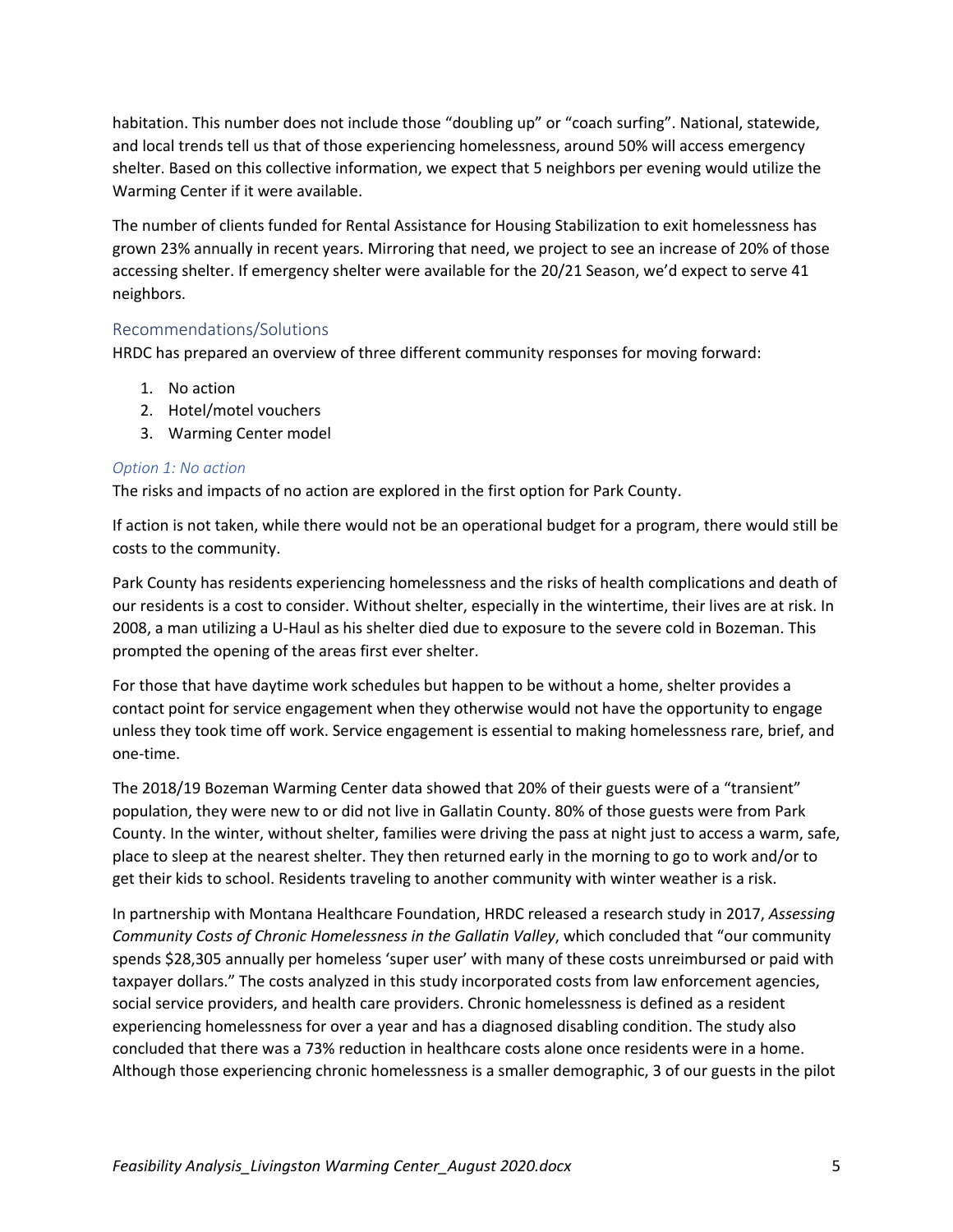habitation. This number does not include those "doubling up" or "coach surfing". National, statewide, and local trends tell us that of those experiencing homelessness, around 50% will access emergency shelter. Based on this collective information, we expect that 5 neighbors per evening would utilize the Warming Center if it were available.

The number of clients funded for Rental Assistance for Housing Stabilization to exit homelessness has grown 23% annually in recent years. Mirroring that need, we project to see an increase of 20% of those accessing shelter. If emergency shelter were available for the 20/21 Season, we'd expect to serve 41 neighbors.

## Recommendations/Solutions

HRDC has prepared an overview of three different community responses for moving forward:

1. No action
2. Hotel/motel vouchers
3. Warming Center model

### *Option 1: No action*

The risks and impacts of no action are explored in the first option for Park County.

If action is not taken, while there would not be an operational budget for a program, there would still be costs to the community.

Park County has residents experiencing homelessness and the risks of health complications and death of our residents is a cost to consider. Without shelter, especially in the wintertime, their lives are at risk. In 2008, a man utilizing a U-Haul as his shelter died due to exposure to the severe cold in Bozeman. This prompted the opening of the areas first ever shelter.

For those that have daytime work schedules but happen to be without a home, shelter provides a contact point for service engagement when they otherwise would not have the opportunity to engage unless they took time off work. Service engagement is essential to making homelessness rare, brief, and one-time.

The 2018/19 Bozeman Warming Center data showed that 20% of their guests were of a "transient" population, they were new to or did not live in Gallatin County. 80% of those guests were from Park County. In the winter, without shelter, families were driving the pass at night just to access a warm, safe, place to sleep at the nearest shelter. They then returned early in the morning to go to work and/or to get their kids to school. Residents traveling to another community with winter weather is a risk.

In partnership with Montana Healthcare Foundation, HRDC released a research study in 2017, *Assessing Community Costs of Chronic Homelessness in the Gallatin Valley*, which concluded that "our community spends $28,305 annually per homeless 'super user' with many of these costs unreimbursed or paid with taxpayer dollars." The costs analyzed in this study incorporated costs from law enforcement agencies, social service providers, and health care providers. Chronic homelessness is defined as a resident experiencing homelessness for over a year and has a diagnosed disabling condition. The study also concluded that there was a 73% reduction in healthcare costs alone once residents were in a home. Although those experiencing chronic homelessness is a smaller demographic, 3 of our guests in the pilot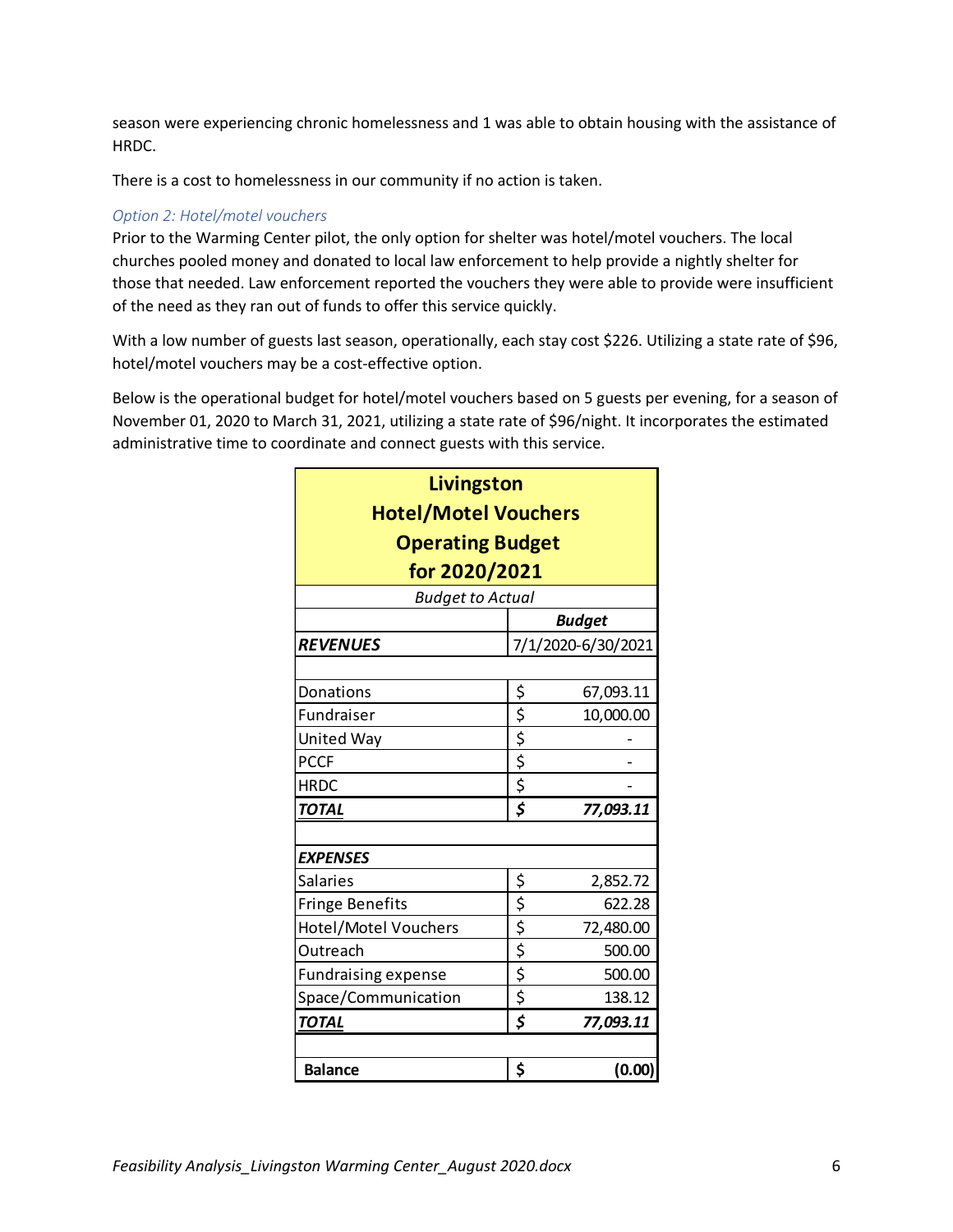season were experiencing chronic homelessness and 1 was able to obtain housing with the assistance of HRDC.

There is a cost to homelessness in our community if no action is taken.

### *Option 2: Hotel/motel vouchers*

Prior to the Warming Center pilot, the only option for shelter was hotel/motel vouchers. The local churches pooled money and donated to local law enforcement to help provide a nightly shelter for those that needed. Law enforcement reported the vouchers they were able to provide were insufficient of the need as they ran out of funds to offer this service quickly.

With a low number of guests last season, operationally, each stay cost $226. Utilizing a state rate of $96, hotel/motel vouchers may be a cost-effective option.

Below is the operational budget for hotel/motel vouchers based on 5 guests per evening, for a season of November 01, 2020 to March 31, 2021, utilizing a state rate of $96/night. It incorporates the estimated administrative time to coordinate and connect guests with this service.

| **Livingston Hotel/Motel Vouchers Operating Budget for 2020/2021** | |
|---|---|
| *Budget to Actual* | |
| | ***Budget*** |
| ***REVENUES*** | 7/1/2020-6/30/2021 |
| | |
| Donations | $ 67,093.11 |
| Fundraiser | $ 10,000.00 |
| United Way | $ - |
| PCCF | $ - |
| HRDC | $ - |
| ***TOTAL*** | ***$ 77,093.11*** |
| | |
| ***EXPENSES*** | |
| Salaries | $ 2,852.72 |
| Fringe Benefits | $ 622.28 |
| Hotel/Motel Vouchers | $ 72,480.00 |
| Outreach | $ 500.00 |
| Fundraising expense | $ 500.00 |
| Space/Communication | $ 138.12 |
| ***TOTAL*** | ***$ 77,093.11*** |
| | |
| **Balance** | **$ (0.00)** |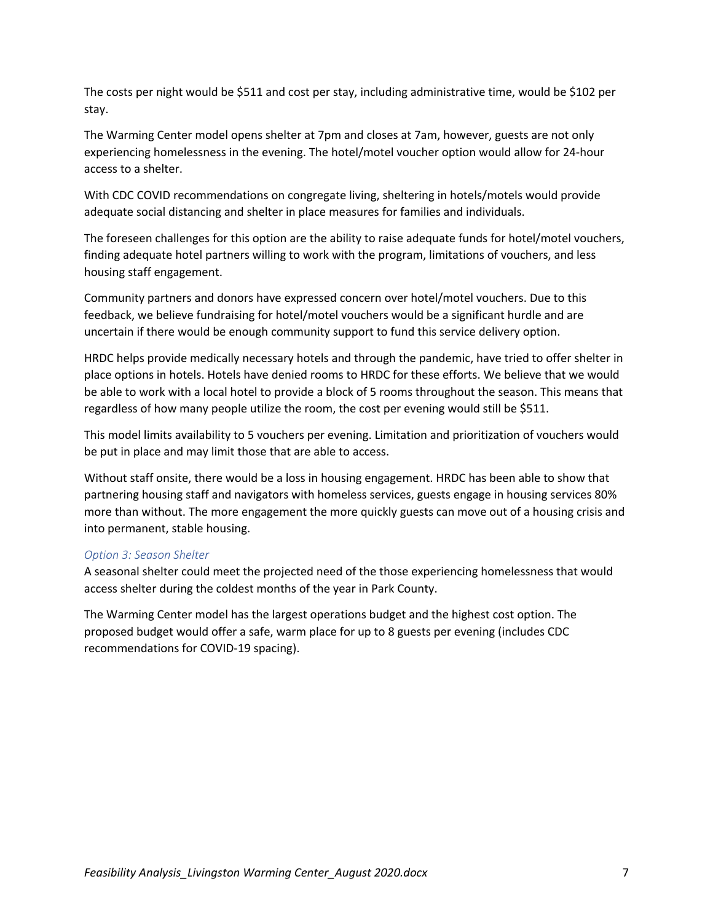The costs per night would be $511 and cost per stay, including administrative time, would be $102 per stay.

The Warming Center model opens shelter at 7pm and closes at 7am, however, guests are not only experiencing homelessness in the evening. The hotel/motel voucher option would allow for 24-hour access to a shelter.

With CDC COVID recommendations on congregate living, sheltering in hotels/motels would provide adequate social distancing and shelter in place measures for families and individuals.

The foreseen challenges for this option are the ability to raise adequate funds for hotel/motel vouchers, finding adequate hotel partners willing to work with the program, limitations of vouchers, and less housing staff engagement.

Community partners and donors have expressed concern over hotel/motel vouchers. Due to this feedback, we believe fundraising for hotel/motel vouchers would be a significant hurdle and are uncertain if there would be enough community support to fund this service delivery option.

HRDC helps provide medically necessary hotels and through the pandemic, have tried to offer shelter in place options in hotels. Hotels have denied rooms to HRDC for these efforts. We believe that we would be able to work with a local hotel to provide a block of 5 rooms throughout the season. This means that regardless of how many people utilize the room, the cost per evening would still be $511.

This model limits availability to 5 vouchers per evening. Limitation and prioritization of vouchers would be put in place and may limit those that are able to access.

Without staff onsite, there would be a loss in housing engagement. HRDC has been able to show that partnering housing staff and navigators with homeless services, guests engage in housing services 80% more than without. The more engagement the more quickly guests can move out of a housing crisis and into permanent, stable housing.

### *Option 3: Season Shelter*

A seasonal shelter could meet the projected need of the those experiencing homelessness that would access shelter during the coldest months of the year in Park County.

The Warming Center model has the largest operations budget and the highest cost option. The proposed budget would offer a safe, warm place for up to 8 guests per evening (includes CDC recommendations for COVID-19 spacing).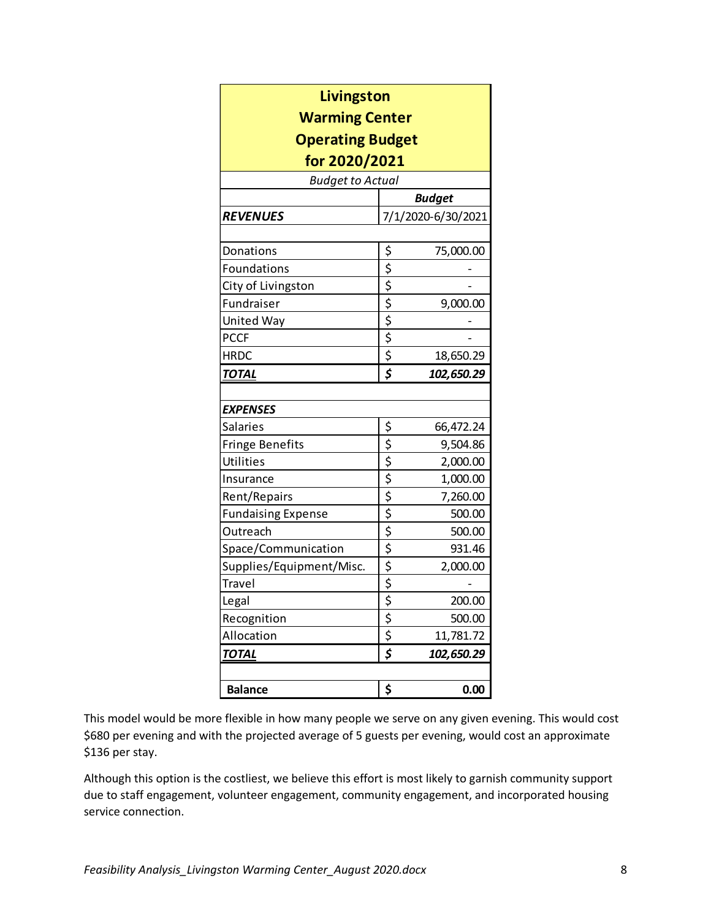| Livingston Warming Center Operating Budget for 2020/2021 | |
|---|---|
| *Budget to Actual* | |
| | ***Budget*** |
| ***REVENUES*** | 7/1/2020-6/30/2021 |
| | |
| Donations | $ 75,000.00 |
| Foundations | $ - |
| City of Livingston | $ - |
| Fundraiser | $ 9,000.00 |
| United Way | $ - |
| PCCF | $ - |
| HRDC | $ 18,650.29 |
| ***TOTAL*** | ***$ 102,650.29*** |
| | |
| ***EXPENSES*** | |
| Salaries | $ 66,472.24 |
| Fringe Benefits | $ 9,504.86 |
| Utilities | $ 2,000.00 |
| Insurance | $ 1,000.00 |
| Rent/Repairs | $ 7,260.00 |
| Fundaising Expense | $ 500.00 |
| Outreach | $ 500.00 |
| Space/Communication | $ 931.46 |
| Supplies/Equipment/Misc. | $ 2,000.00 |
| Travel | $ - |
| Legal | $ 200.00 |
| Recognition | $ 500.00 |
| Allocation | $ 11,781.72 |
| ***TOTAL*** | ***$ 102,650.29*** |
| | |
| **Balance** | **$ 0.00** |

This model would be more flexible in how many people we serve on any given evening. This would cost $680 per evening and with the projected average of 5 guests per evening, would cost an approximate $136 per stay.

Although this option is the costliest, we believe this effort is most likely to garnish community support due to staff engagement, volunteer engagement, community engagement, and incorporated housing service connection.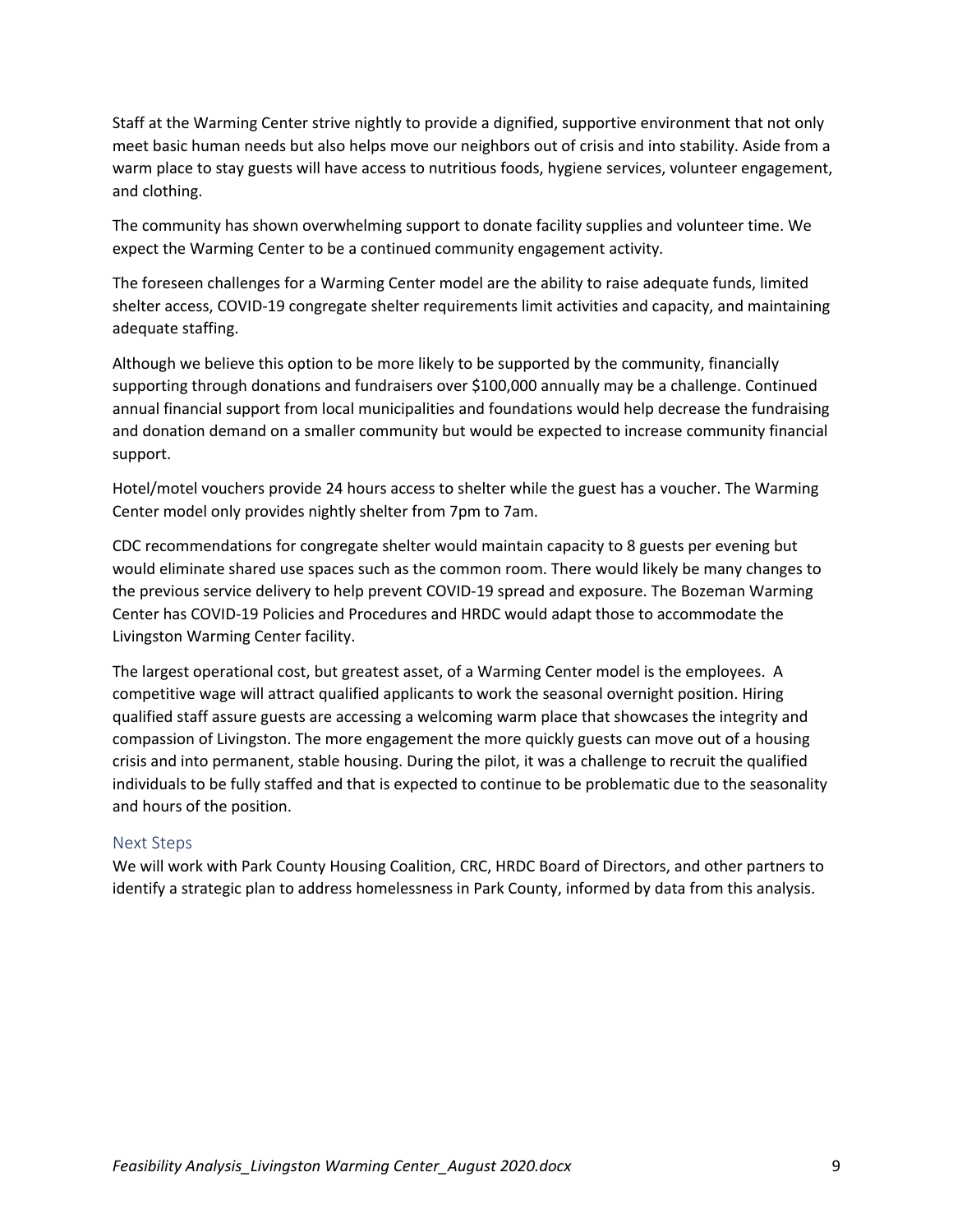Staff at the Warming Center strive nightly to provide a dignified, supportive environment that not only meet basic human needs but also helps move our neighbors out of crisis and into stability. Aside from a warm place to stay guests will have access to nutritious foods, hygiene services, volunteer engagement, and clothing.

The community has shown overwhelming support to donate facility supplies and volunteer time. We expect the Warming Center to be a continued community engagement activity.

The foreseen challenges for a Warming Center model are the ability to raise adequate funds, limited shelter access, COVID-19 congregate shelter requirements limit activities and capacity, and maintaining adequate staffing.

Although we believe this option to be more likely to be supported by the community, financially supporting through donations and fundraisers over $100,000 annually may be a challenge. Continued annual financial support from local municipalities and foundations would help decrease the fundraising and donation demand on a smaller community but would be expected to increase community financial support.

Hotel/motel vouchers provide 24 hours access to shelter while the guest has a voucher. The Warming Center model only provides nightly shelter from 7pm to 7am.

CDC recommendations for congregate shelter would maintain capacity to 8 guests per evening but would eliminate shared use spaces such as the common room. There would likely be many changes to the previous service delivery to help prevent COVID-19 spread and exposure. The Bozeman Warming Center has COVID-19 Policies and Procedures and HRDC would adapt those to accommodate the Livingston Warming Center facility.

The largest operational cost, but greatest asset, of a Warming Center model is the employees. A competitive wage will attract qualified applicants to work the seasonal overnight position. Hiring qualified staff assure guests are accessing a welcoming warm place that showcases the integrity and compassion of Livingston. The more engagement the more quickly guests can move out of a housing crisis and into permanent, stable housing. During the pilot, it was a challenge to recruit the qualified individuals to be fully staffed and that is expected to continue to be problematic due to the seasonality and hours of the position.

## Next Steps

We will work with Park County Housing Coalition, CRC, HRDC Board of Directors, and other partners to identify a strategic plan to address homelessness in Park County, informed by data from this analysis.